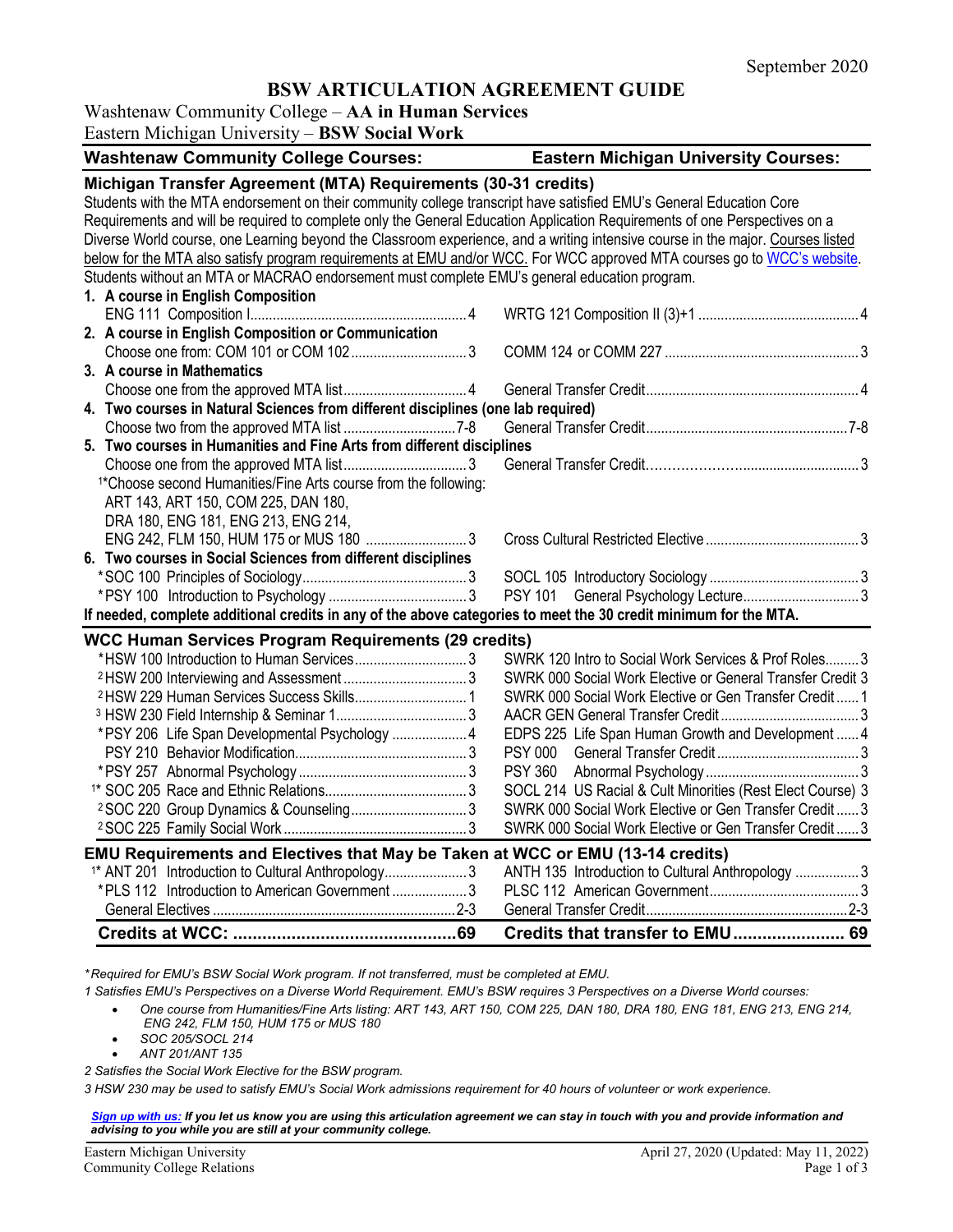September 2020

# BSW ARTICULATION AGREEMENT GUIDE

Washtenaw Community College – **AA in Human Services**
Eastern Michigan University – **BSW Social Work**

| Washtenaw Community College Courses: | | Eastern Michigan University Courses: | |
|---|---|---|---|
| **Michigan Transfer Agreement (MTA) Requirements (30-31 credits)** | | | |
| Students with the MTA endorsement on their community college transcript have satisfied EMU's General Education Core Requirements and will be required to complete only the General Education Application Requirements of one Perspectives on a Diverse World course, one Learning beyond the Classroom experience, and a writing intensive course in the major. Courses listed below for the MTA also satisfy program requirements at EMU and/or WCC. For WCC approved MTA courses go to WCC's website. Students without an MTA or MACRAO endorsement must complete EMU's general education program. | | | |
| **1. A course in English Composition** | | | |
| ENG 111 Composition I | 4 | WRTG 121 Composition II (3)+1 | 4 |
| **2. A course in English Composition or Communication** | | | |
| Choose one from: COM 101 or COM 102 | 3 | COMM 124 or COMM 227 | 3 |
| **3. A course in Mathematics** | | | |
| Choose one from the approved MTA list | 4 | General Transfer Credit | 4 |
| **4. Two courses in Natural Sciences from different disciplines (one lab required)** | | | |
| Choose two from the approved MTA list | 7-8 | General Transfer Credit | 7-8 |
| **5. Two courses in Humanities and Fine Arts from different disciplines** | | | |
| Choose one from the approved MTA list | 3 | General Transfer Credit | 3 |
| [1]*Choose second Humanities/Fine Arts course from the following: ART 143, ART 150, COM 225, DAN 180, DRA 180, ENG 181, ENG 213, ENG 214, ENG 242, FLM 150, HUM 175 or MUS 180 | 3 | Cross Cultural Restricted Elective | 3 |
| **6. Two courses in Social Sciences from different disciplines** | | | |
| *SOC 100 Principles of Sociology | 3 | SOCL 105 Introductory Sociology | 3 |
| *PSY 100 Introduction to Psychology | 3 | PSY 101 General Psychology Lecture | 3 |
| **If needed, complete additional credits in any of the above categories to meet the 30 credit minimum for the MTA.** | | | |
| **WCC Human Services Program Requirements (29 credits)** | | | |
| *HSW 100 Introduction to Human Services | 3 | SWRK 120 Intro to Social Work Services & Prof Roles | 3 |
| [2]HSW 200 Interviewing and Assessment | 3 | SWRK 000 Social Work Elective or General Transfer Credit | 3 |
| [2]HSW 229 Human Services Success Skills | 1 | SWRK 000 Social Work Elective or Gen Transfer Credit | 1 |
| [3]HSW 230 Field Internship & Seminar 1 | 3 | AACR GEN General Transfer Credit | 3 |
| *PSY 206 Life Span Developmental Psychology | 4 | EDPS 225 Life Span Human Growth and Development | 4 |
| PSY 210 Behavior Modification | 3 | PSY 000 General Transfer Credit | 3 |
| *PSY 257 Abnormal Psychology | 3 | PSY 360 Abnormal Psychology | 3 |
| [1]*SOC 205 Race and Ethnic Relations | 3 | SOCL 214 US Racial & Cult Minorities (Rest Elect Course) | 3 |
| [2]SOC 220 Group Dynamics & Counseling | 3 | SWRK 000 Social Work Elective or Gen Transfer Credit | 3 |
| [2]SOC 225 Family Social Work | 3 | SWRK 000 Social Work Elective or Gen Transfer Credit | 3 |
| **EMU Requirements and Electives that May be Taken at WCC or EMU (13-14 credits)** | | | |
| [1]*ANT 201 Introduction to Cultural Anthropology | 3 | ANTH 135 Introduction to Cultural Anthropology | 3 |
| *PLS 112 Introduction to American Government | 3 | PLSC 112 American Government | 3 |
| General Electives | 2-3 | General Transfer Credit | 2-3 |
| **Credits at WCC:** | **69** | **Credits that transfer to EMU** | **69** |

*\*Required for EMU's BSW Social Work program. If not transferred, must be completed at EMU.*

*1 Satisfies EMU's Perspectives on a Diverse World Requirement. EMU's BSW requires 3 Perspectives on a Diverse World courses:*

- *One course from Humanities/Fine Arts listing: ART 143, ART 150, COM 225, DAN 180, DRA 180, ENG 181, ENG 213, ENG 214, ENG 242, FLM 150, HUM 175 or MUS 180*
- *SOC 205/SOCL 214*
- *ANT 201/ANT 135*

*2 Satisfies the Social Work Elective for the BSW program.*

*3 HSW 230 may be used to satisfy EMU's Social Work admissions requirement for 40 hours of volunteer or work experience.*

***Sign up with us:** If you let us know you are using this articulation agreement we can stay in touch with you and provide information and advising to you while you are still at your community college.*

Eastern Michigan University
Community College Relations

April 27, 2020 (Updated: May 11, 2022)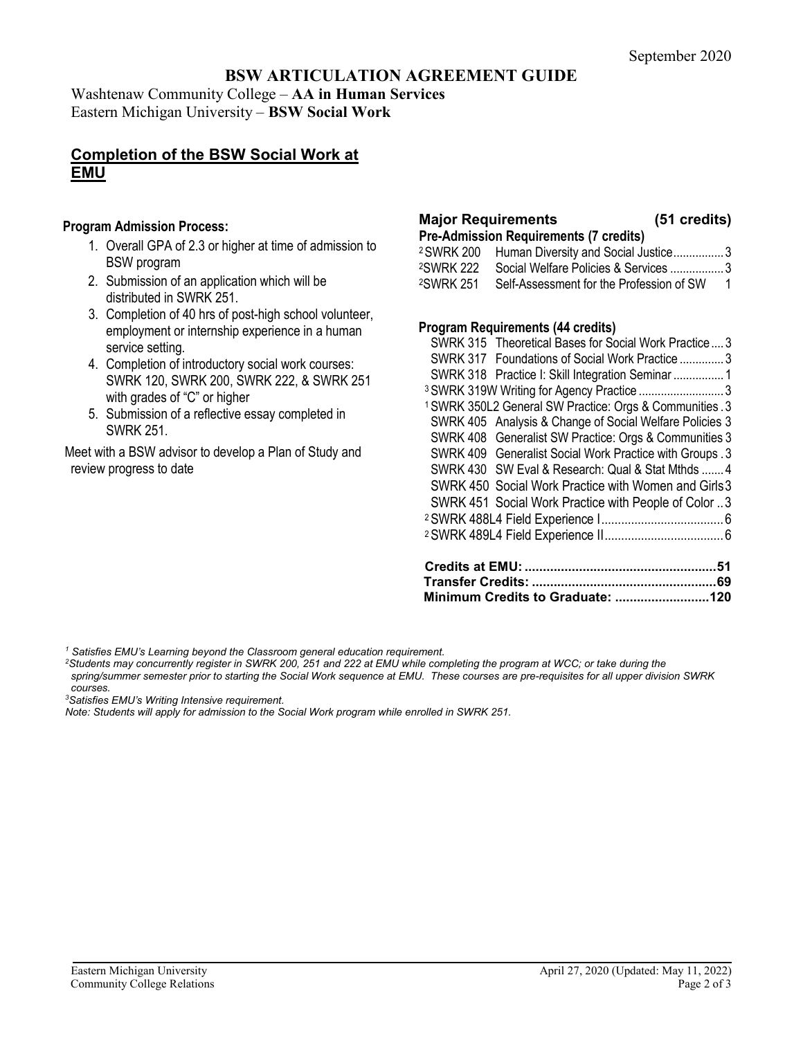September 2020

# BSW ARTICULATION AGREEMENT GUIDE

Washtenaw Community College – **AA in Human Services**
Eastern Michigan University – **BSW Social Work**

## Completion of the BSW Social Work at EMU

**Program Admission Process:**

1. Overall GPA of 2.3 or higher at time of admission to BSW program
2. Submission of an application which will be distributed in SWRK 251.
3. Completion of 40 hrs of post-high school volunteer, employment or internship experience in a human service setting.
4. Completion of introductory social work courses: SWRK 120, SWRK 200, SWRK 222, & SWRK 251 with grades of "C" or higher
5. Submission of a reflective essay completed in SWRK 251.

Meet with a BSW advisor to develop a Plan of Study and review progress to date

### Major Requirements (51 credits)

**Pre-Admission Requirements (7 credits)**

| Course | Title | Credits |
|---|---|---|
| [2] SWRK 200 | Human Diversity and Social Justice | 3 |
| [2] SWRK 222 | Social Welfare Policies & Services | 3 |
| [2] SWRK 251 | Self-Assessment for the Profession of SW | 1 |

**Program Requirements (44 credits)**

| Course | Title | Credits |
|---|---|---|
| SWRK 315 | Theoretical Bases for Social Work Practice | 3 |
| SWRK 317 | Foundations of Social Work Practice | 3 |
| SWRK 318 | Practice I: Skill Integration Seminar | 1 |
| [3] SWRK 319W | Writing for Agency Practice | 3 |
| [1] SWRK 350L2 | General SW Practice: Orgs & Communities | 3 |
| SWRK 405 | Analysis & Change of Social Welfare Policies | 3 |
| SWRK 408 | Generalist SW Practice: Orgs & Communities | 3 |
| SWRK 409 | Generalist Social Work Practice with Groups | 3 |
| SWRK 430 | SW Eval & Research: Qual & Stat Mthds | 4 |
| SWRK 450 | Social Work Practice with Women and Girls | 3 |
| SWRK 451 | Social Work Practice with People of Color | 3 |
| [2] SWRK 488L4 | Field Experience I | 6 |
| [2] SWRK 489L4 | Field Experience II | 6 |

**Credits at EMU: 51**
**Transfer Credits: 69**
**Minimum Credits to Graduate: 120**

*[1] Satisfies EMU's Learning beyond the Classroom general education requirement.*
*[2] Students may concurrently register in SWRK 200, 251 and 222 at EMU while completing the program at WCC; or take during the spring/summer semester prior to starting the Social Work sequence at EMU. These courses are pre-requisites for all upper division SWRK courses.*
*[3] Satisfies EMU's Writing Intensive requirement.*
*Note: Students will apply for admission to the Social Work program while enrolled in SWRK 251.*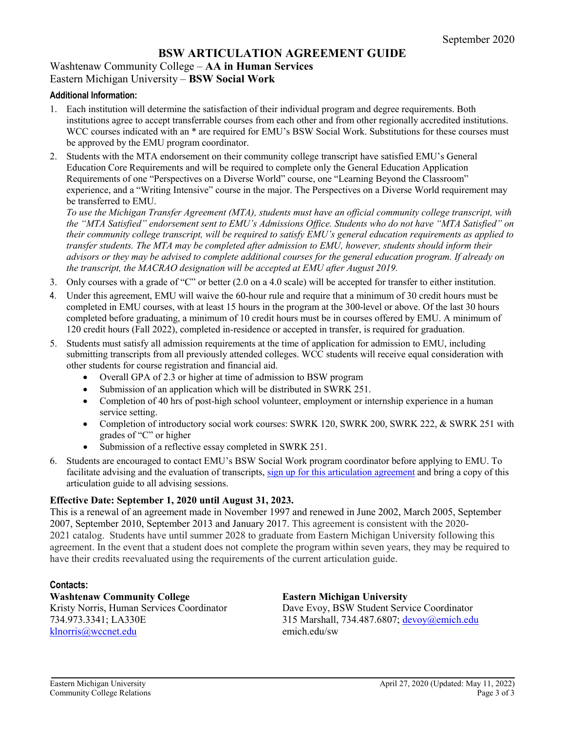September 2020

# BSW ARTICULATION AGREEMENT GUIDE

Washtenaw Community College – **AA in Human Services**
Eastern Michigan University – **BSW Social Work**

### Additional Information:

1. Each institution will determine the satisfaction of their individual program and degree requirements. Both institutions agree to accept transferrable courses from each other and from other regionally accredited institutions. WCC courses indicated with an * are required for EMU's BSW Social Work. Substitutions for these courses must be approved by the EMU program coordinator.
2. Students with the MTA endorsement on their community college transcript have satisfied EMU's General Education Core Requirements and will be required to complete only the General Education Application Requirements of one "Perspectives on a Diverse World" course, one "Learning Beyond the Classroom" experience, and a "Writing Intensive" course in the major. The Perspectives on a Diverse World requirement may be transferred to EMU.
   *To use the Michigan Transfer Agreement (MTA), students must have an official community college transcript, with the "MTA Satisfied" endorsement sent to EMU's Admissions Office. Students who do not have "MTA Satisfied" on their community college transcript, will be required to satisfy EMU's general education requirements as applied to transfer students. The MTA may be completed after admission to EMU, however, students should inform their advisors or they may be advised to complete additional courses for the general education program. If already on the transcript, the MACRAO designation will be accepted at EMU after August 2019.*
3. Only courses with a grade of "C" or better (2.0 on a 4.0 scale) will be accepted for transfer to either institution.
4. Under this agreement, EMU will waive the 60-hour rule and require that a minimum of 30 credit hours must be completed in EMU courses, with at least 15 hours in the program at the 300-level or above. Of the last 30 hours completed before graduating, a minimum of 10 credit hours must be in courses offered by EMU. A minimum of 120 credit hours (Fall 2022), completed in-residence or accepted in transfer, is required for graduation.
5. Students must satisfy all admission requirements at the time of application for admission to EMU, including submitting transcripts from all previously attended colleges. WCC students will receive equal consideration with other students for course registration and financial aid.
   - Overall GPA of 2.3 or higher at time of admission to BSW program
   - Submission of an application which will be distributed in SWRK 251.
   - Completion of 40 hrs of post-high school volunteer, employment or internship experience in a human service setting.
   - Completion of introductory social work courses: SWRK 120, SWRK 200, SWRK 222, & SWRK 251 with grades of "C" or higher
   - Submission of a reflective essay completed in SWRK 251.
6. Students are encouraged to contact EMU's BSW Social Work program coordinator before applying to EMU. To facilitate advising and the evaluation of transcripts, sign up for this articulation agreement and bring a copy of this articulation guide to all advising sessions.

**Effective Date: September 1, 2020 until August 31, 2023.**

This is a renewal of an agreement made in November 1997 and renewed in June 2002, March 2005, September 2007, September 2010, September 2013 and January 2017. This agreement is consistent with the 2020-2021 catalog. Students have until summer 2028 to graduate from Eastern Michigan University following this agreement. In the event that a student does not complete the program within seven years, they may be required to have their credits reevaluated using the requirements of the current articulation guide.

### Contacts:

**Washtenaw Community College**
Kristy Norris, Human Services Coordinator
734.973.3341; LA330E
klnorris@wccnet.edu

**Eastern Michigan University**
Dave Evoy, BSW Student Service Coordinator
315 Marshall, 734.487.6807; devoy@emich.edu
emich.edu/sw

Eastern Michigan University
Community College Relations

April 27, 2020 (Updated: May 11, 2022)